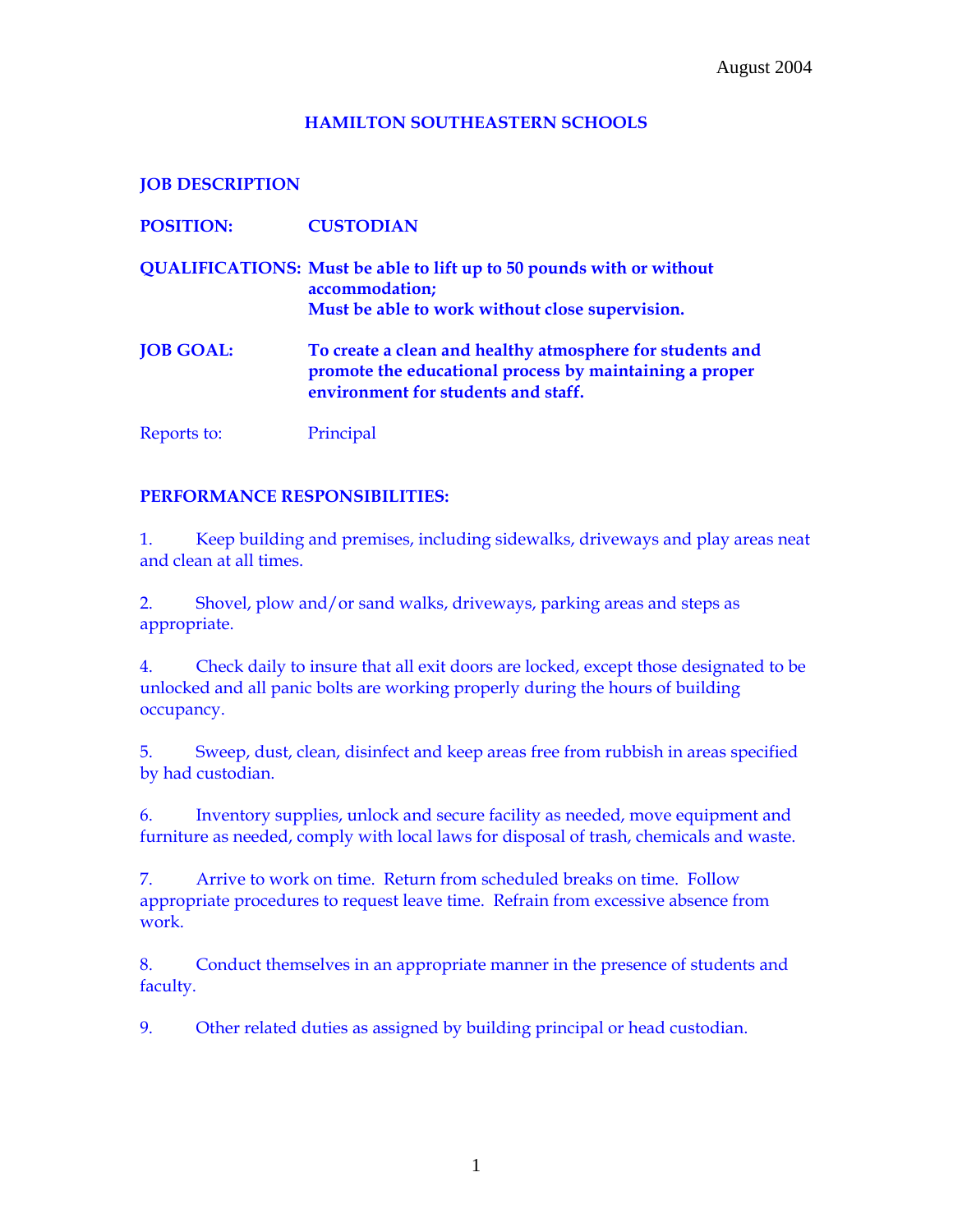August 2004

# HAMILTON SOUTHEASTERN SCHOOLS

**JOB DESCRIPTION**

**POSITION:** **CUSTODIAN**

**QUALIFICATIONS:** **Must be able to lift up to 50 pounds with or without accommodation;**
**Must be able to work without close supervision.**

**JOB GOAL:** **To create a clean and healthy atmosphere for students and promote the educational process by maintaining a proper environment for students and staff.**

Reports to: Principal

**PERFORMANCE RESPONSIBILITIES:**

1. Keep building and premises, including sidewalks, driveways and play areas neat and clean at all times.

2. Shovel, plow and/or sand walks, driveways, parking areas and steps as appropriate.

4. Check daily to insure that all exit doors are locked, except those designated to be unlocked and all panic bolts are working properly during the hours of building occupancy.

5. Sweep, dust, clean, disinfect and keep areas free from rubbish in areas specified by had custodian.

6. Inventory supplies, unlock and secure facility as needed, move equipment and furniture as needed, comply with local laws for disposal of trash, chemicals and waste.

7. Arrive to work on time. Return from scheduled breaks on time. Follow appropriate procedures to request leave time. Refrain from excessive absence from work.

8. Conduct themselves in an appropriate manner in the presence of students and faculty.

9. Other related duties as assigned by building principal or head custodian.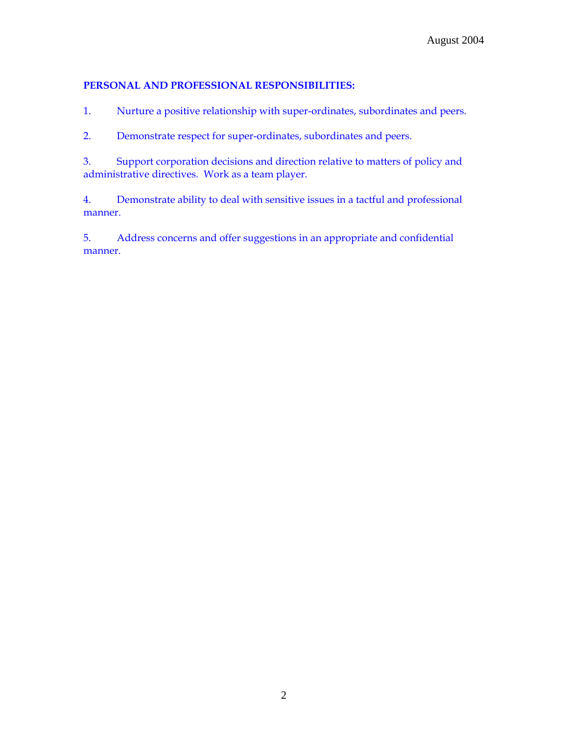**PERSONAL AND PROFESSIONAL RESPONSIBILITIES:**

1. Nurture a positive relationship with super-ordinates, subordinates and peers.

2. Demonstrate respect for super-ordinates, subordinates and peers.

3. Support corporation decisions and direction relative to matters of policy and administrative directives. Work as a team player.

4. Demonstrate ability to deal with sensitive issues in a tactful and professional manner.

5. Address concerns and offer suggestions in an appropriate and confidential manner.